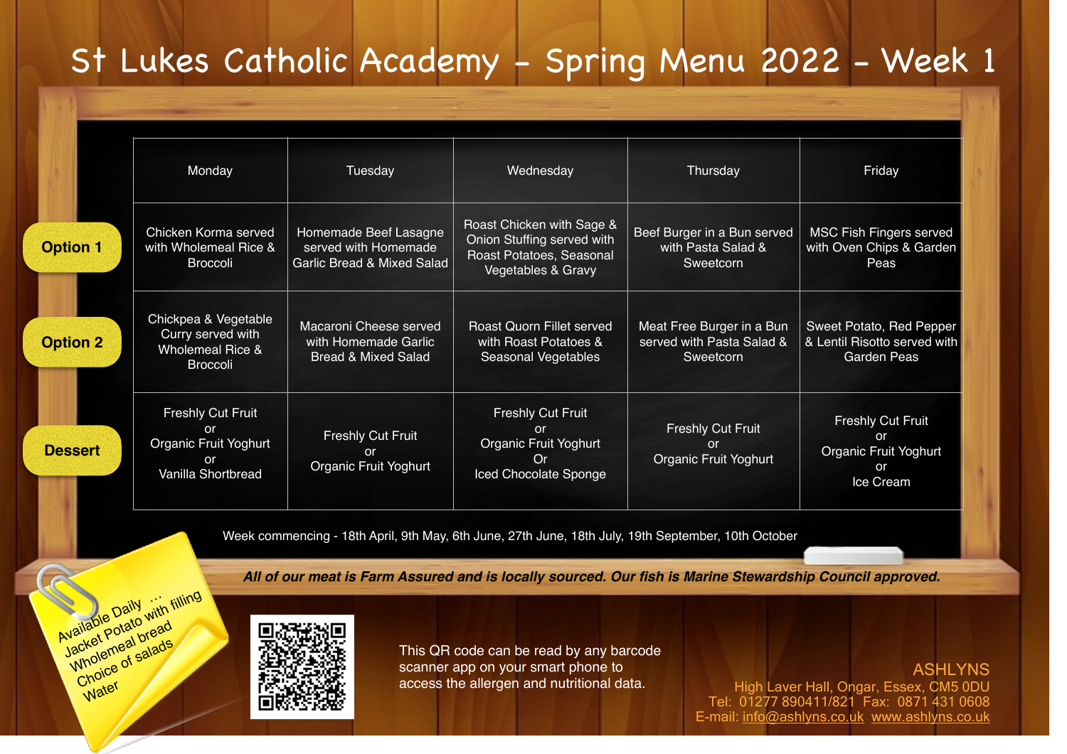# St Lukes Catholic Academy - Spring Menu 2022 - Week 1

| | Monday | Tuesday | Wednesday | Thursday | Friday |
|---|---|---|---|---|---|
| **Option 1** | Chicken Korma served with Wholemeal Rice & Broccoli | Homemade Beef Lasagne served with Homemade Garlic Bread & Mixed Salad | Roast Chicken with Sage & Onion Stuffing served with Roast Potatoes, Seasonal Vegetables & Gravy | Beef Burger in a Bun served with Pasta Salad & Sweetcorn | MSC Fish Fingers served with Oven Chips & Garden Peas |
| **Option 2** | Chickpea & Vegetable Curry served with Wholemeal Rice & Broccoli | Macaroni Cheese served with Homemade Garlic Bread & Mixed Salad | Roast Quorn Fillet served with Roast Potatoes & Seasonal Vegetables | Meat Free Burger in a Bun served with Pasta Salad & Sweetcorn | Sweet Potato, Red Pepper & Lentil Risotto served with Garden Peas |
| **Dessert** | Freshly Cut Fruit or Organic Fruit Yoghurt or Vanilla Shortbread | Freshly Cut Fruit or Organic Fruit Yoghurt | Freshly Cut Fruit or Organic Fruit Yoghurt Or Iced Chocolate Sponge | Freshly Cut Fruit or Organic Fruit Yoghurt | Freshly Cut Fruit or Organic Fruit Yoghurt or Ice Cream |

Week commencing - 18th April, 9th May, 6th June, 27th June, 18th July, 19th September, 10th October

***All of our meat is Farm Assured and is locally sourced. Our fish is Marine Stewardship Council approved.***

Available Daily …
- Jacket Potato with filling
- Wholemeal bread
- Choice of salads
- Water

This QR code can be read by any barcode scanner app on your smart phone to access the allergen and nutritional data.

ASHLYNS
High Laver Hall, Ongar, Essex, CM5 0DU
Tel: 01277 890411/821 Fax: 0871 431 0608
E-mail: info@ashlyns.co.uk www.ashlyns.co.uk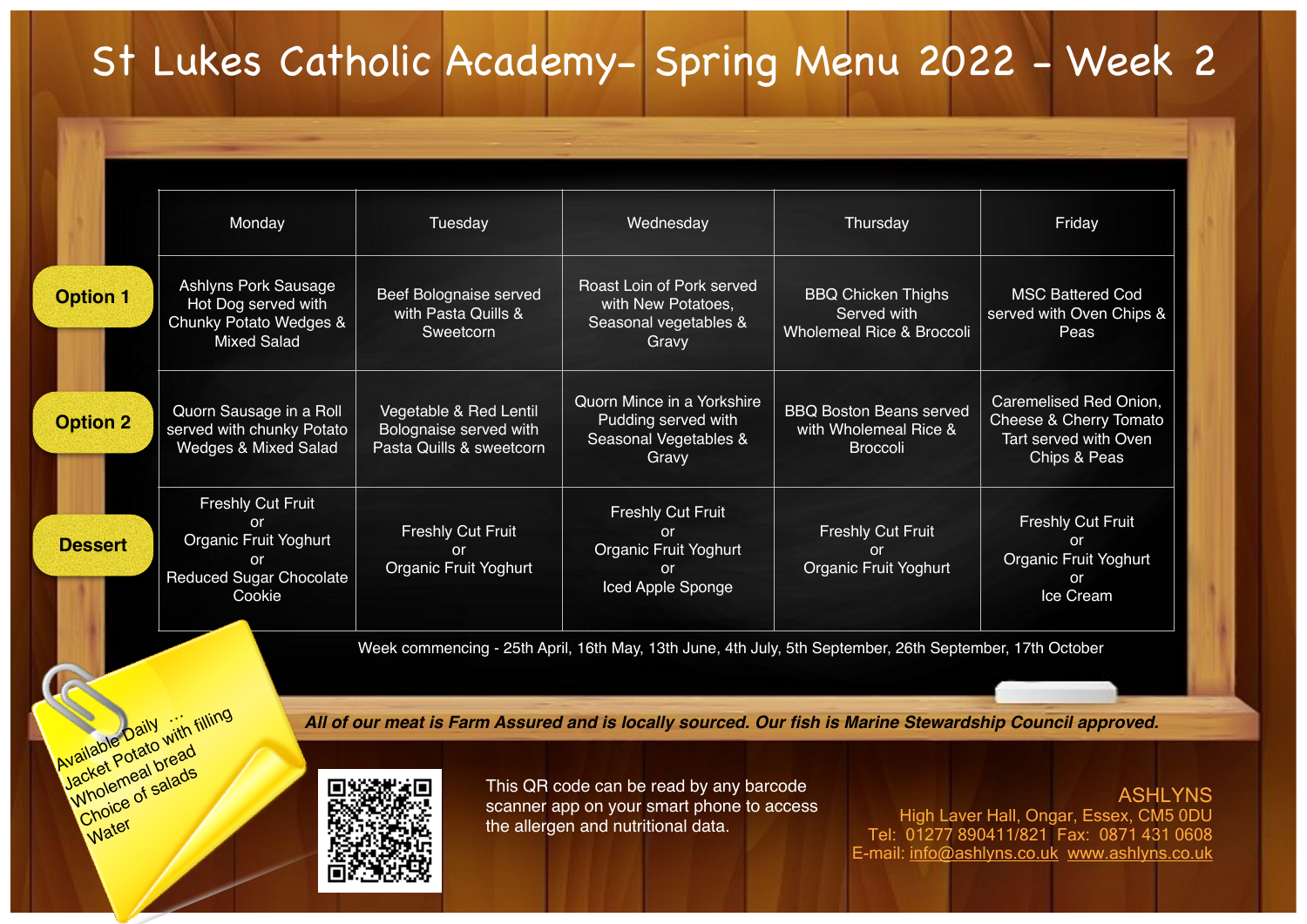# St Lukes Catholic Academy- Spring Menu 2022 - Week 2

| | Monday | Tuesday | Wednesday | Thursday | Friday |
|---|---|---|---|---|---|
| **Option 1** | Ashlyns Pork Sausage Hot Dog served with Chunky Potato Wedges & Mixed Salad | Beef Bolognaise served with Pasta Quills & Sweetcorn | Roast Loin of Pork served with New Potatoes, Seasonal vegetables & Gravy | BBQ Chicken Thighs Served with Wholemeal Rice & Broccoli | MSC Battered Cod served with Oven Chips & Peas |
| **Option 2** | Quorn Sausage in a Roll served with chunky Potato Wedges & Mixed Salad | Vegetable & Red Lentil Bolognaise served with Pasta Quills & sweetcorn | Quorn Mince in a Yorkshire Pudding served with Seasonal Vegetables & Gravy | BBQ Boston Beans served with Wholemeal Rice & Broccoli | Caremelised Red Onion, Cheese & Cherry Tomato Tart served with Oven Chips & Peas |
| **Dessert** | Freshly Cut Fruit or Organic Fruit Yoghurt or Reduced Sugar Chocolate Cookie | Freshly Cut Fruit or Organic Fruit Yoghurt | Freshly Cut Fruit or Organic Fruit Yoghurt or Iced Apple Sponge | Freshly Cut Fruit or Organic Fruit Yoghurt | Freshly Cut Fruit or Organic Fruit Yoghurt or Ice Cream |

Week commencing - 25th April, 16th May, 13th June, 4th July, 5th September, 26th September, 17th October

Available Daily …
- Jacket Potato with filling
- Wholemeal bread
- Choice of salads
- Water

***All of our meat is Farm Assured and is locally sourced. Our fish is Marine Stewardship Council approved.***

This QR code can be read by any barcode scanner app on your smart phone to access the allergen and nutritional data.

ASHLYNS
High Laver Hall, Ongar, Essex, CM5 0DU
Tel: 01277 890411/821 Fax: 0871 431 0608
E-mail: info@ashlyns.co.uk www.ashlyns.co.uk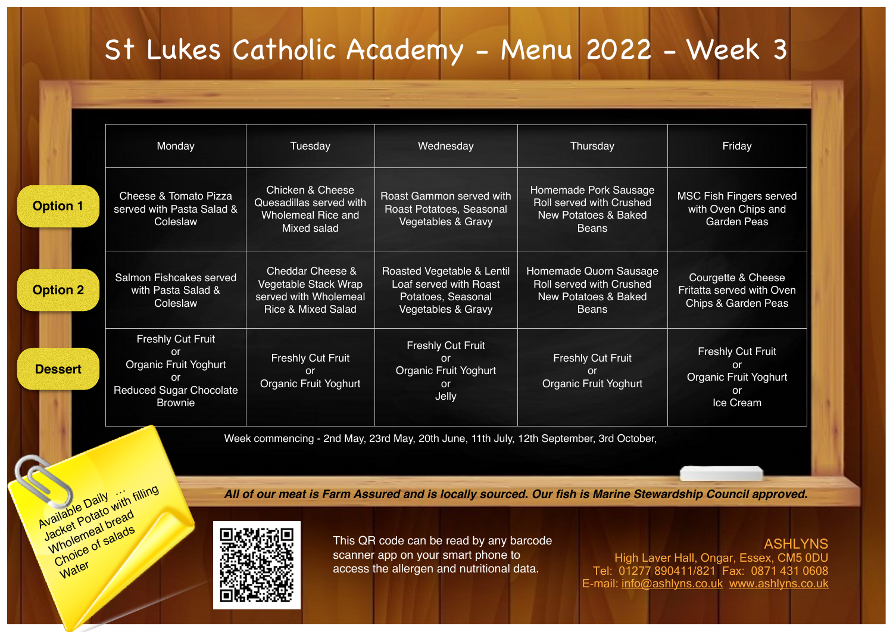# St Lukes Catholic Academy - Menu 2022 - Week 3

| | Monday | Tuesday | Wednesday | Thursday | Friday |
|---|---|---|---|---|---|
| **Option 1** | Cheese & Tomato Pizza served with Pasta Salad & Coleslaw | Chicken & Cheese Quesadillas served with Wholemeal Rice and Mixed salad | Roast Gammon served with Roast Potatoes, Seasonal Vegetables & Gravy | Homemade Pork Sausage Roll served with Crushed New Potatoes & Baked Beans | MSC Fish Fingers served with Oven Chips and Garden Peas |
| **Option 2** | Salmon Fishcakes served with Pasta Salad & Coleslaw | Cheddar Cheese & Vegetable Stack Wrap served with Wholemeal Rice & Mixed Salad | Roasted Vegetable & Lentil Loaf served with Roast Potatoes, Seasonal Vegetables & Gravy | Homemade Quorn Sausage Roll served with Crushed New Potatoes & Baked Beans | Courgette & Cheese Fritatta served with Oven Chips & Garden Peas |
| **Dessert** | Freshly Cut Fruit or Organic Fruit Yoghurt or Reduced Sugar Chocolate Brownie | Freshly Cut Fruit or Organic Fruit Yoghurt | Freshly Cut Fruit or Organic Fruit Yoghurt or Jelly | Freshly Cut Fruit or Organic Fruit Yoghurt | Freshly Cut Fruit or Organic Fruit Yoghurt or Ice Cream |

Week commencing - 2nd May, 23rd May, 20th June, 11th July, 12th September, 3rd October,

Available Daily …
Jacket Potato with filling
Wholemeal bread
Choice of salads
Water

***All of our meat is Farm Assured and is locally sourced. Our fish is Marine Stewardship Council approved.***

This QR code can be read by any barcode scanner app on your smart phone to access the allergen and nutritional data.

ASHLYNS
High Laver Hall, Ongar, Essex, CM5 0DU
Tel: 01277 890411/821 Fax: 0871 431 0608
E-mail: info@ashlyns.co.uk www.ashlyns.co.uk